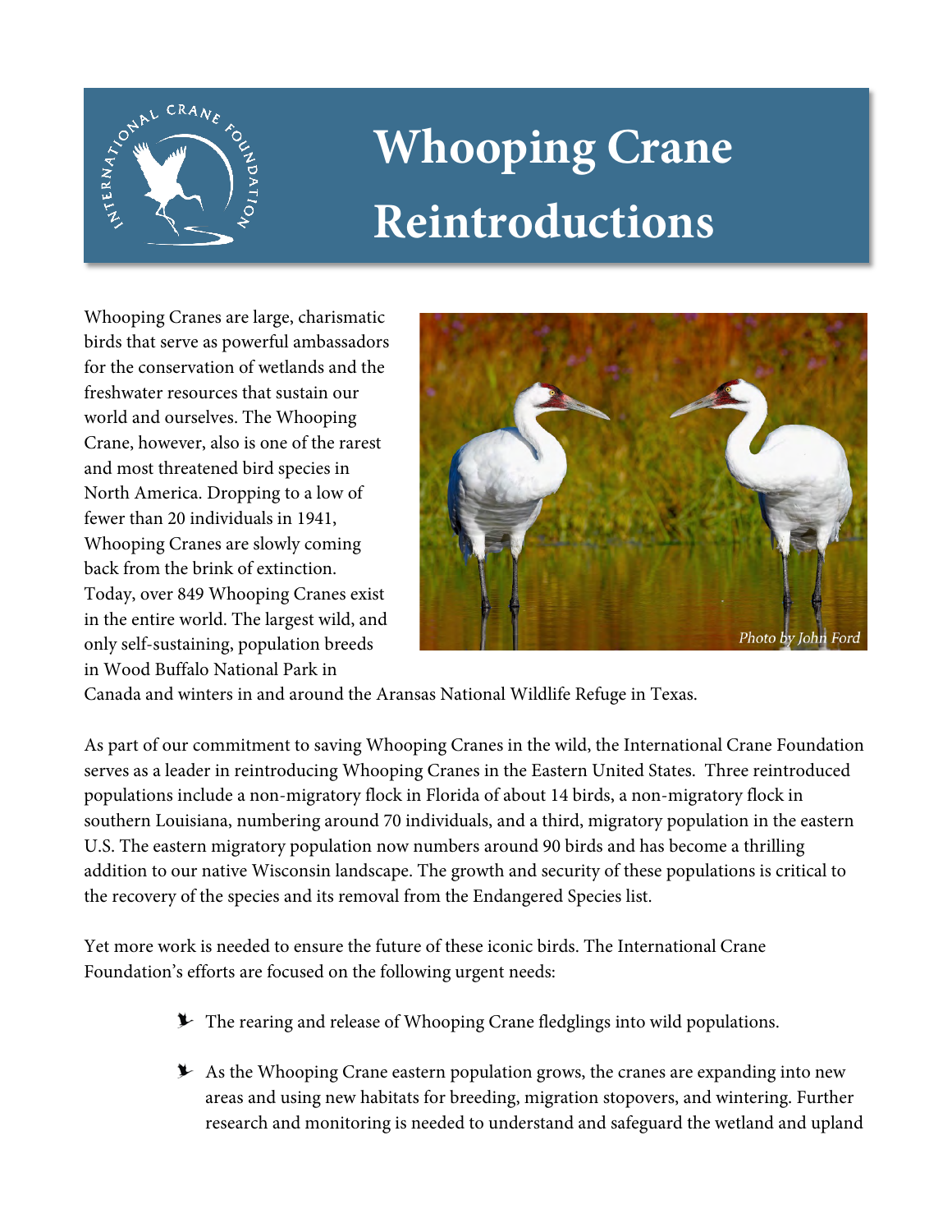# Whooping Crane Reintroductions

Whooping Cranes are large, charismatic birds that serve as powerful ambassadors for the conservation of wetlands and the freshwater resources that sustain our world and ourselves. The Whooping Crane, however, also is one of the rarest and most threatened bird species in North America. Dropping to a low of fewer than 20 individuals in 1941, Whooping Cranes are slowly coming back from the brink of extinction. Today, over 849 Whooping Cranes exist in the entire world. The largest wild, and only self-sustaining, population breeds in Wood Buffalo National Park in Canada and winters in and around the Aransas National Wildlife Refuge in Texas.

*Photo by John Ford*

As part of our commitment to saving Whooping Cranes in the wild, the International Crane Foundation serves as a leader in reintroducing Whooping Cranes in the Eastern United States. Three reintroduced populations include a non-migratory flock in Florida of about 14 birds, a non-migratory flock in southern Louisiana, numbering around 70 individuals, and a third, migratory population in the eastern U.S. The eastern migratory population now numbers around 90 birds and has become a thrilling addition to our native Wisconsin landscape. The growth and security of these populations is critical to the recovery of the species and its removal from the Endangered Species list.

Yet more work is needed to ensure the future of these iconic birds. The International Crane Foundation's efforts are focused on the following urgent needs:

- The rearing and release of Whooping Crane fledglings into wild populations.
- As the Whooping Crane eastern population grows, the cranes are expanding into new areas and using new habitats for breeding, migration stopovers, and wintering. Further research and monitoring is needed to understand and safeguard the wetland and upland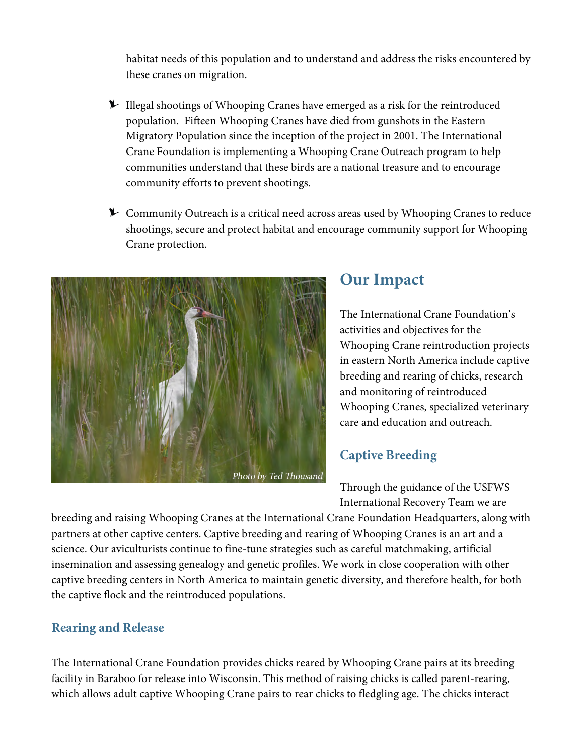habitat needs of this population and to understand and address the risks encountered by these cranes on migration.

- Illegal shootings of Whooping Cranes have emerged as a risk for the reintroduced population. Fifteen Whooping Cranes have died from gunshots in the Eastern Migratory Population since the inception of the project in 2001. The International Crane Foundation is implementing a Whooping Crane Outreach program to help communities understand that these birds are a national treasure and to encourage community efforts to prevent shootings.

- Community Outreach is a critical need across areas used by Whooping Cranes to reduce shootings, secure and protect habitat and encourage community support for Whooping Crane protection.

*Photo by Ted Thousand*

## Our Impact

The International Crane Foundation's activities and objectives for the Whooping Crane reintroduction projects in eastern North America include captive breeding and rearing of chicks, research and monitoring of reintroduced Whooping Cranes, specialized veterinary care and education and outreach.

### Captive Breeding

Through the guidance of the USFWS International Recovery Team we are breeding and raising Whooping Cranes at the International Crane Foundation Headquarters, along with partners at other captive centers. Captive breeding and rearing of Whooping Cranes is an art and a science. Our aviculturists continue to fine-tune strategies such as careful matchmaking, artificial insemination and assessing genealogy and genetic profiles. We work in close cooperation with other captive breeding centers in North America to maintain genetic diversity, and therefore health, for both the captive flock and the reintroduced populations.

### Rearing and Release

The International Crane Foundation provides chicks reared by Whooping Crane pairs at its breeding facility in Baraboo for release into Wisconsin. This method of raising chicks is called parent-rearing, which allows adult captive Whooping Crane pairs to rear chicks to fledgling age. The chicks interact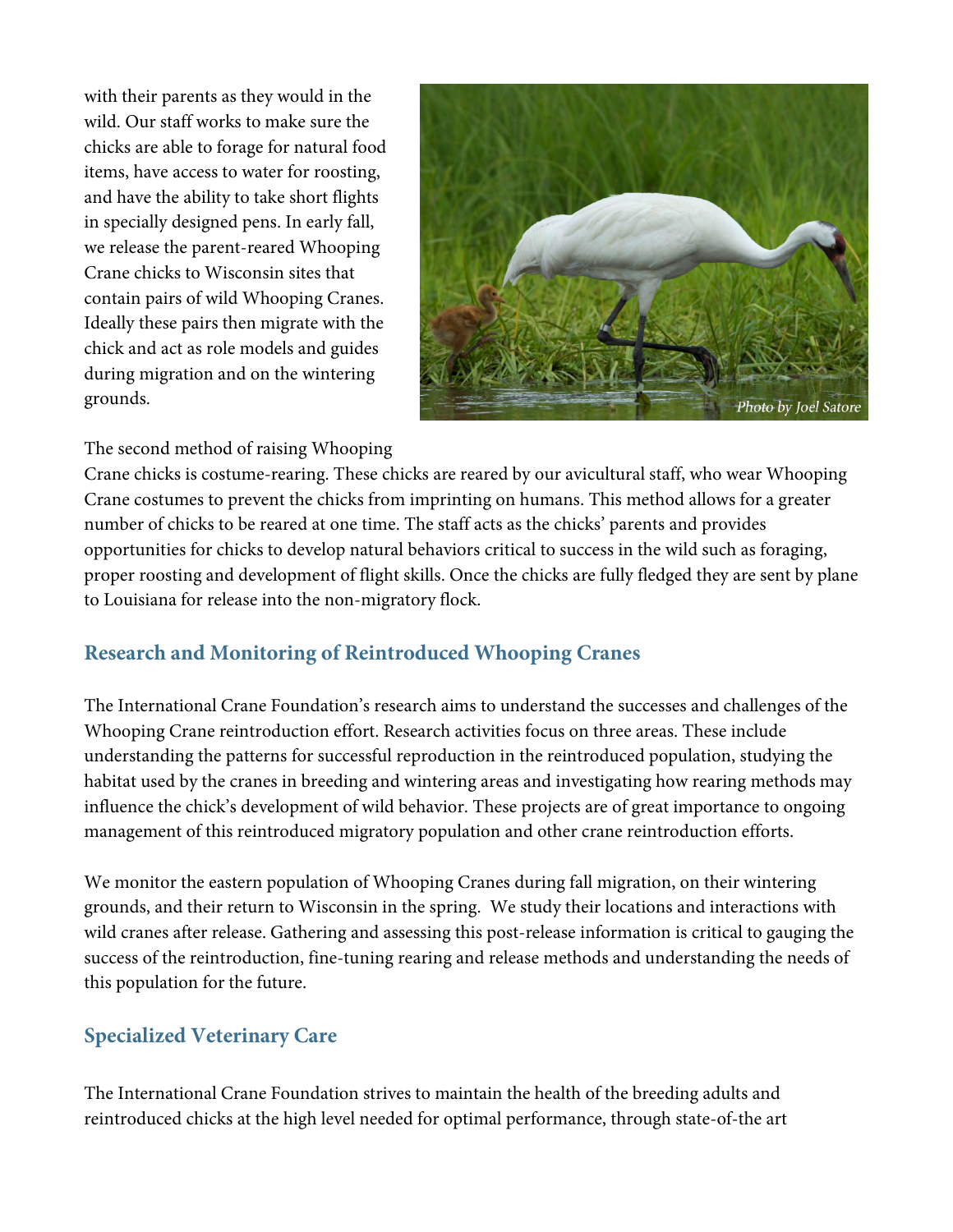with their parents as they would in the wild. Our staff works to make sure the chicks are able to forage for natural food items, have access to water for roosting, and have the ability to take short flights in specially designed pens. In early fall, we release the parent-reared Whooping Crane chicks to Wisconsin sites that contain pairs of wild Whooping Cranes. Ideally these pairs then migrate with the chick and act as role models and guides during migration and on the wintering grounds.

*Photo by Joel Satore*

The second method of raising Whooping Crane chicks is costume-rearing. These chicks are reared by our avicultural staff, who wear Whooping Crane costumes to prevent the chicks from imprinting on humans. This method allows for a greater number of chicks to be reared at one time. The staff acts as the chicks' parents and provides opportunities for chicks to develop natural behaviors critical to success in the wild such as foraging, proper roosting and development of flight skills. Once the chicks are fully fledged they are sent by plane to Louisiana for release into the non-migratory flock.

## Research and Monitoring of Reintroduced Whooping Cranes

The International Crane Foundation's research aims to understand the successes and challenges of the Whooping Crane reintroduction effort. Research activities focus on three areas. These include understanding the patterns for successful reproduction in the reintroduced population, studying the habitat used by the cranes in breeding and wintering areas and investigating how rearing methods may influence the chick's development of wild behavior. These projects are of great importance to ongoing management of this reintroduced migratory population and other crane reintroduction efforts.

We monitor the eastern population of Whooping Cranes during fall migration, on their wintering grounds, and their return to Wisconsin in the spring. We study their locations and interactions with wild cranes after release. Gathering and assessing this post-release information is critical to gauging the success of the reintroduction, fine-tuning rearing and release methods and understanding the needs of this population for the future.

## Specialized Veterinary Care

The International Crane Foundation strives to maintain the health of the breeding adults and reintroduced chicks at the high level needed for optimal performance, through state-of-the art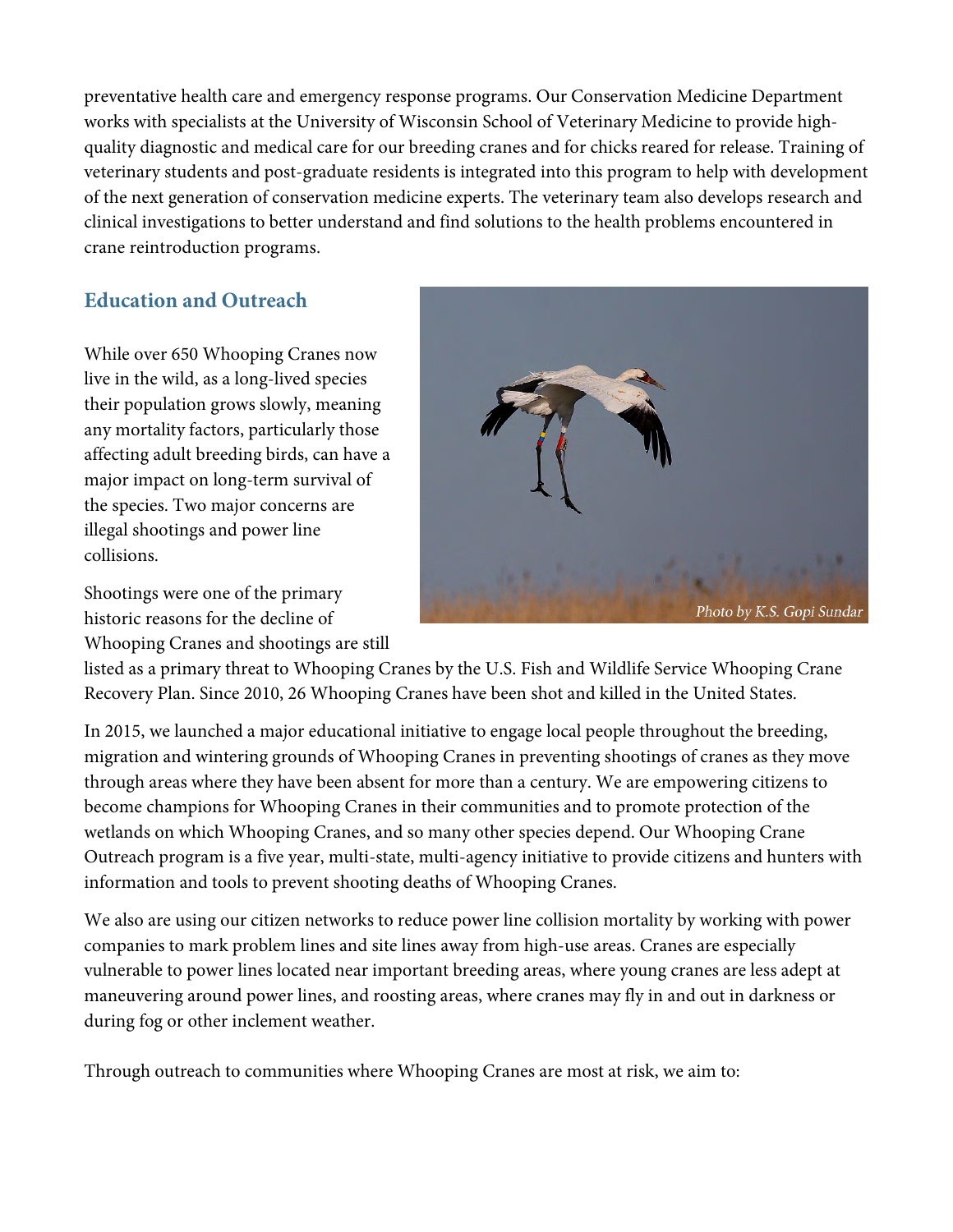preventative health care and emergency response programs. Our Conservation Medicine Department works with specialists at the University of Wisconsin School of Veterinary Medicine to provide high-quality diagnostic and medical care for our breeding cranes and for chicks reared for release. Training of veterinary students and post-graduate residents is integrated into this program to help with development of the next generation of conservation medicine experts. The veterinary team also develops research and clinical investigations to better understand and find solutions to the health problems encountered in crane reintroduction programs.

## Education and Outreach

While over 650 Whooping Cranes now live in the wild, as a long-lived species their population grows slowly, meaning any mortality factors, particularly those affecting adult breeding birds, can have a major impact on long-term survival of the species. Two major concerns are illegal shootings and power line collisions.

*Photo by K.S. Gopi Sundar*

Shootings were one of the primary historic reasons for the decline of Whooping Cranes and shootings are still listed as a primary threat to Whooping Cranes by the U.S. Fish and Wildlife Service Whooping Crane Recovery Plan. Since 2010, 26 Whooping Cranes have been shot and killed in the United States.

In 2015, we launched a major educational initiative to engage local people throughout the breeding, migration and wintering grounds of Whooping Cranes in preventing shootings of cranes as they move through areas where they have been absent for more than a century. We are empowering citizens to become champions for Whooping Cranes in their communities and to promote protection of the wetlands on which Whooping Cranes, and so many other species depend. Our Whooping Crane Outreach program is a five year, multi-state, multi-agency initiative to provide citizens and hunters with information and tools to prevent shooting deaths of Whooping Cranes.

We also are using our citizen networks to reduce power line collision mortality by working with power companies to mark problem lines and site lines away from high-use areas. Cranes are especially vulnerable to power lines located near important breeding areas, where young cranes are less adept at maneuvering around power lines, and roosting areas, where cranes may fly in and out in darkness or during fog or other inclement weather.

Through outreach to communities where Whooping Cranes are most at risk, we aim to: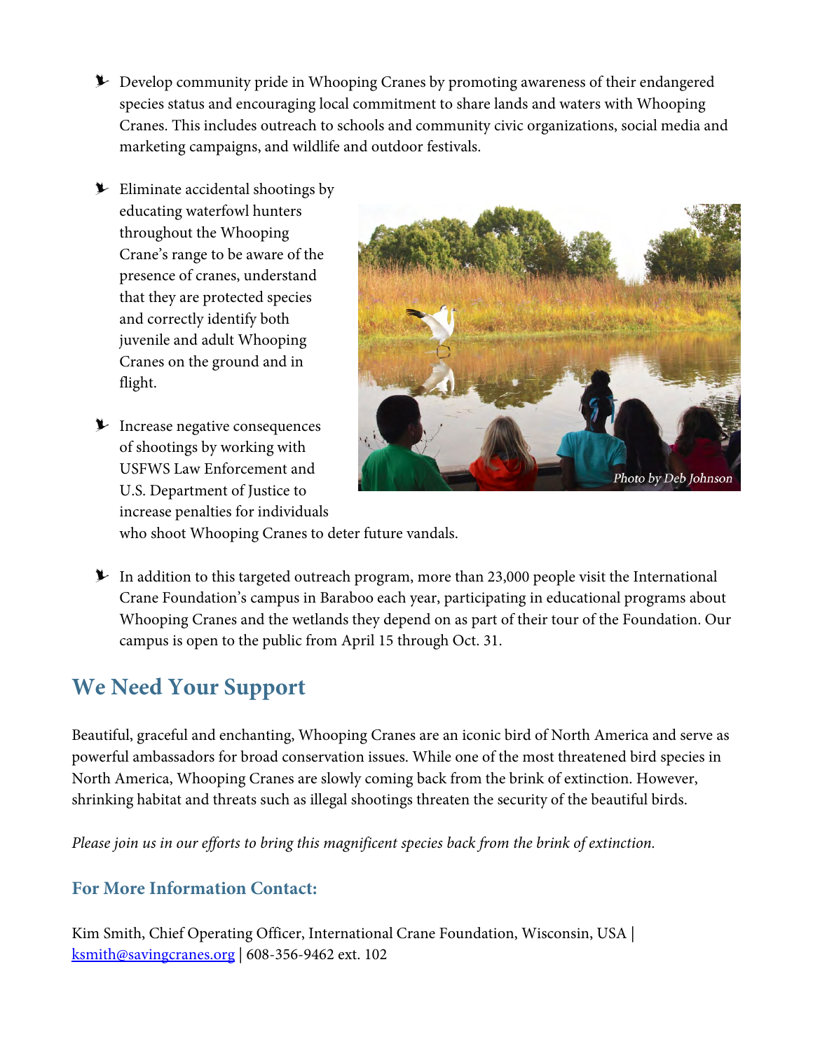- Develop community pride in Whooping Cranes by promoting awareness of their endangered species status and encouraging local commitment to share lands and waters with Whooping Cranes. This includes outreach to schools and community civic organizations, social media and marketing campaigns, and wildlife and outdoor festivals.

- Eliminate accidental shootings by educating waterfowl hunters throughout the Whooping Crane's range to be aware of the presence of cranes, understand that they are protected species and correctly identify both juvenile and adult Whooping Cranes on the ground and in flight.

- Increase negative consequences of shootings by working with USFWS Law Enforcement and U.S. Department of Justice to increase penalties for individuals who shoot Whooping Cranes to deter future vandals.

*Photo by Deb Johnson*

- In addition to this targeted outreach program, more than 23,000 people visit the International Crane Foundation's campus in Baraboo each year, participating in educational programs about Whooping Cranes and the wetlands they depend on as part of their tour of the Foundation. Our campus is open to the public from April 15 through Oct. 31.

## We Need Your Support

Beautiful, graceful and enchanting, Whooping Cranes are an iconic bird of North America and serve as powerful ambassadors for broad conservation issues. While one of the most threatened bird species in North America, Whooping Cranes are slowly coming back from the brink of extinction. However, shrinking habitat and threats such as illegal shootings threaten the security of the beautiful birds.

*Please join us in our efforts to bring this magnificent species back from the brink of extinction.*

### For More Information Contact:

Kim Smith, Chief Operating Officer, International Crane Foundation, Wisconsin, USA | ksmith@savingcranes.org | 608-356-9462 ext. 102